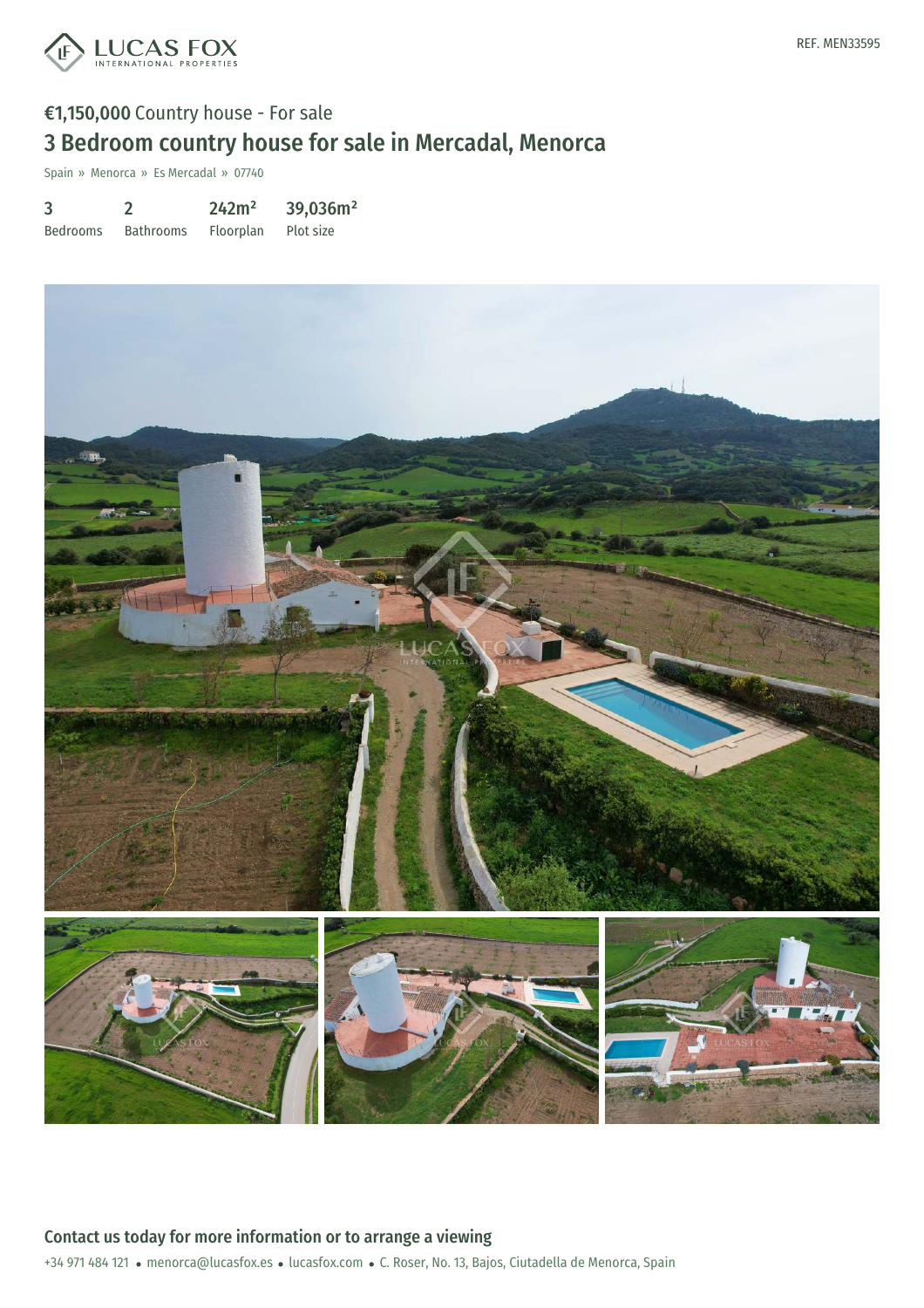REF. MEN33595

**€1,150,000** Country house - For sale

# 3 Bedroom country house for sale in Mercadal, Menorca

Spain » Menorca » Es Mercadal » 07740

| 3 | 2 | 242m² | 39,036m² |
|---|---|---|---|
| Bedrooms | Bathrooms | Floorplan | Plot size |

## Contact us today for more information or to arrange a viewing

+34 971 484 121 • menorca@lucasfox.es • lucasfox.com • C. Roser, No. 13, Bajos, Ciutadella de Menorca, Spain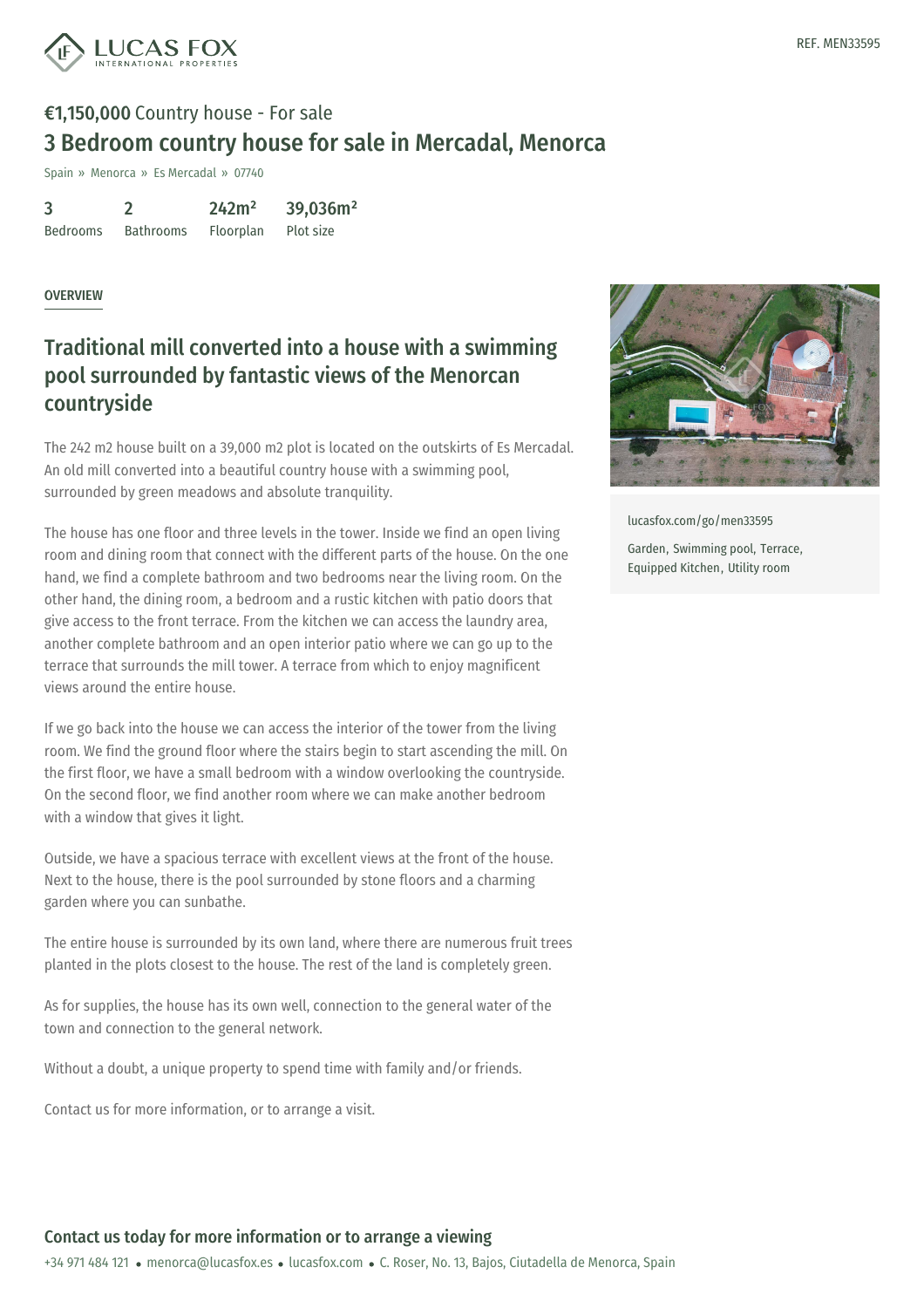REF. MEN33595

**€1,150,000** Country house - For sale

# 3 Bedroom country house for sale in Mercadal, Menorca

Spain » Menorca » Es Mercadal » 07740

| 3 | 2 | 242m² | 39,036m² |
|---|---|---|---|
| Bedrooms | Bathrooms | Floorplan | Plot size |

OVERVIEW

## Traditional mill converted into a house with a swimming pool surrounded by fantastic views of the Menorcan countryside

The 242 m2 house built on a 39,000 m2 plot is located on the outskirts of Es Mercadal. An old mill converted into a beautiful country house with a swimming pool, surrounded by green meadows and absolute tranquility.

The house has one floor and three levels in the tower. Inside we find an open living room and dining room that connect with the different parts of the house. On the one hand, we find a complete bathroom and two bedrooms near the living room. On the other hand, the dining room, a bedroom and a rustic kitchen with patio doors that give access to the front terrace. From the kitchen we can access the laundry area, another complete bathroom and an open interior patio where we can go up to the terrace that surrounds the mill tower. A terrace from which to enjoy magnificent views around the entire house.

If we go back into the house we can access the interior of the tower from the living room. We find the ground floor where the stairs begin to start ascending the mill. On the first floor, we have a small bedroom with a window overlooking the countryside. On the second floor, we find another room where we can make another bedroom with a window that gives it light.

Outside, we have a spacious terrace with excellent views at the front of the house. Next to the house, there is the pool surrounded by stone floors and a charming garden where you can sunbathe.

The entire house is surrounded by its own land, where there are numerous fruit trees planted in the plots closest to the house. The rest of the land is completely green.

As for supplies, the house has its own well, connection to the general water of the town and connection to the general network.

Without a doubt, a unique property to spend time with family and/or friends.

Contact us for more information, or to arrange a visit.

lucasfox.com/go/men33595

Garden, Swimming pool, Terrace, Equipped Kitchen, Utility room

### Contact us today for more information or to arrange a viewing

+34 971 484 121 • menorca@lucasfox.es • lucasfox.com • C. Roser, No. 13, Bajos, Ciutadella de Menorca, Spain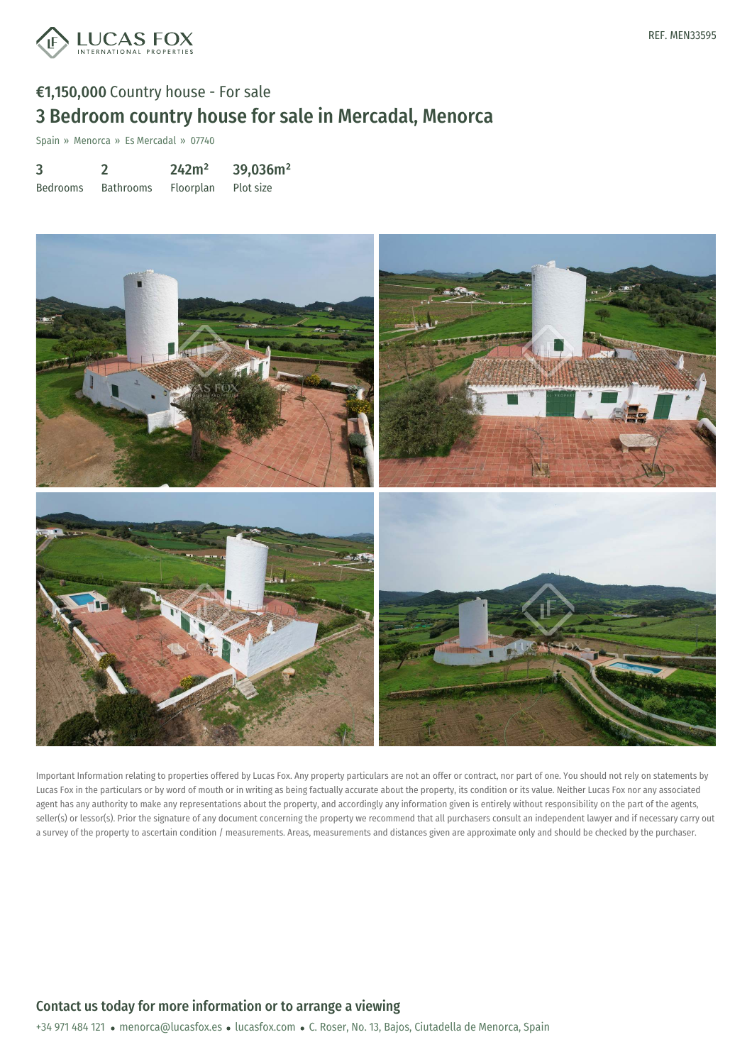REF. MEN33595

**€1,150,000** Country house - For sale

# 3 Bedroom country house for sale in Mercadal, Menorca

Spain » Menorca » Es Mercadal » 07740

| 3 | 2 | 242m² | 39,036m² |
| --- | --- | --- | --- |
| Bedrooms | Bathrooms | Floorplan | Plot size |

Important Information relating to properties offered by Lucas Fox. Any property particulars are not an offer or contract, nor part of one. You should not rely on statements by Lucas Fox in the particulars or by word of mouth or in writing as being factually accurate about the property, its condition or its value. Neither Lucas Fox nor any associated agent has any authority to make any representations about the property, and accordingly any information given is entirely without responsibility on the part of the agents, seller(s) or lessor(s). Prior the signature of any document concerning the property we recommend that all purchasers consult an independent lawyer and if necessary carry out a survey of the property to ascertain condition / measurements. Areas, measurements and distances given are approximate only and should be checked by the purchaser.

## Contact us today for more information or to arrange a viewing

+34 971 484 121 • menorca@lucasfox.es • lucasfox.com • C. Roser, No. 13, Bajos, Ciutadella de Menorca, Spain